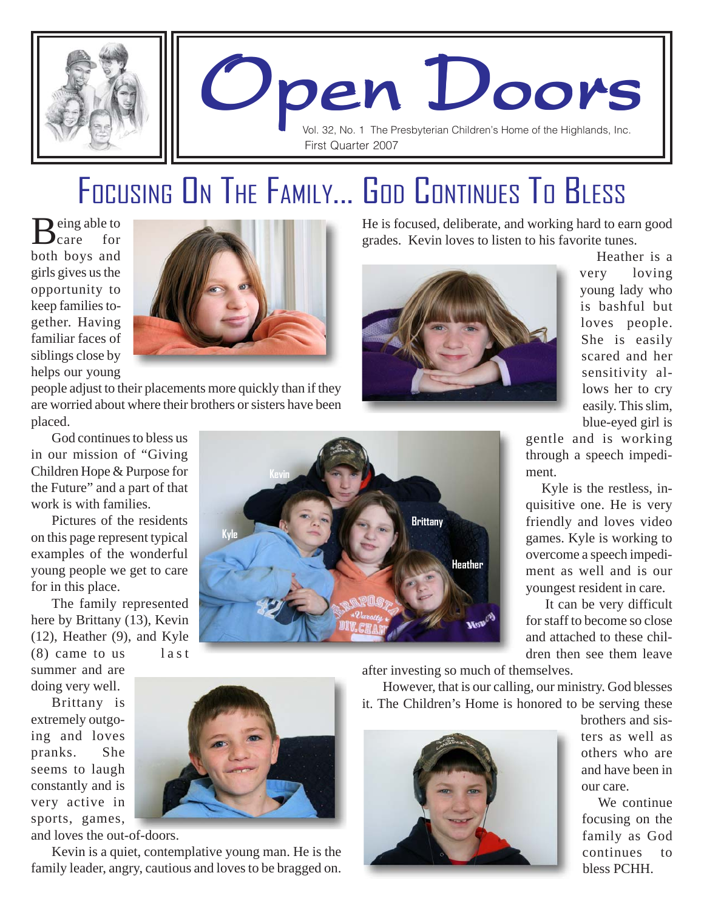# Open Doors

Vol. 32, No. 1 The Presbyterian Children's Home of the Highlands, Inc.
First Quarter 2007

## Focusing On The Family... God Continues To Bless

Being able to care for both boys and girls gives us the opportunity to keep families together. Having familiar faces of siblings close by helps our young people adjust to their placements more quickly than if they are worried about where their brothers or sisters have been placed.

God continues to bless us in our mission of "Giving Children Hope & Purpose for the Future" and a part of that work is with families.

Pictures of the residents on this page represent typical examples of the wonderful young people we get to care for in this place.

The family represented here by Brittany (13), Kevin (12), Heather (9), and Kyle (8) came to us last summer and are doing very well.

Brittany is extremely outgoing and loves pranks. She seems to laugh constantly and is very active in sports, games, and loves the out-of-doors.

Kevin is a quiet, contemplative young man. He is the family leader, angry, cautious and loves to be bragged on. He is focused, deliberate, and working hard to earn good grades. Kevin loves to listen to his favorite tunes.

Heather is a very loving young lady who is bashful but loves people. She is easily scared and her sensitivity allows her to cry easily. This slim, blue-eyed girl is gentle and is working through a speech impediment.

Kyle is the restless, inquisitive one. He is very friendly and loves video games. Kyle is working to overcome a speech impediment as well and is our youngest resident in care.

It can be very difficult for staff to become so close and attached to these children then see them leave after investing so much of themselves.

However, that is our calling, our ministry. God blesses it. The Children's Home is honored to be serving these brothers and sisters as well as others who are and have been in our care.

We continue focusing on the family as God continues to bless PCHH.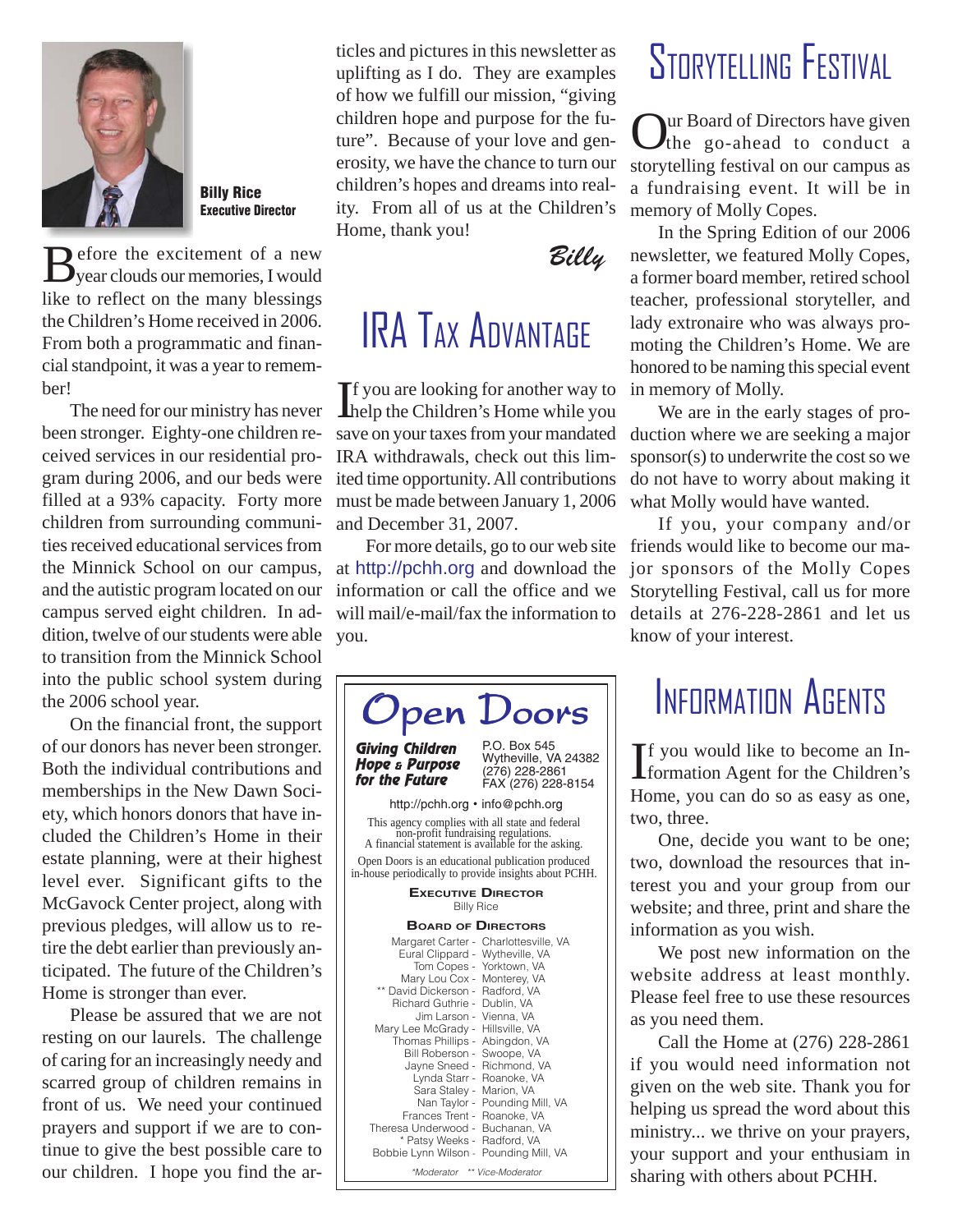**Billy Rice**
**Executive Director**

Before the excitement of a new year clouds our memories, I would like to reflect on the many blessings the Children's Home received in 2006. From both a programmatic and financial standpoint, it was a year to remember!

The need for our ministry has never been stronger. Eighty-one children received services in our residential program during 2006, and our beds were filled at a 93% capacity. Forty more children from surrounding communities received educational services from the Minnick School on our campus, and the autistic program located on our campus served eight children. In addition, twelve of our students were able to transition from the Minnick School into the public school system during the 2006 school year.

On the financial front, the support of our donors has never been stronger. Both the individual contributions and memberships in the New Dawn Society, which honors donors that have included the Children's Home in their estate planning, were at their highest level ever. Significant gifts to the McGavock Center project, along with previous pledges, will allow us to retire the debt earlier than previously anticipated. The future of the Children's Home is stronger than ever.

Please be assured that we are not resting on our laurels. The challenge of caring for an increasingly needy and scarred group of children remains in front of us. We need your continued prayers and support if we are to continue to give the best possible care to our children. I hope you find the articles and pictures in this newsletter as uplifting as I do. They are examples of how we fulfill our mission, "giving children hope and purpose for the future". Because of your love and generosity, we have the chance to turn our children's hopes and dreams into reality. From all of us at the Children's Home, thank you!

*Billy*

# IRA Tax Advantage

If you are looking for another way to help the Children's Home while you save on your taxes from your mandated IRA withdrawals, check out this limited time opportunity. All contributions must be made between January 1, 2006 and December 31, 2007.

For more details, go to our web site at http://pchh.org and download the information or call the office and we will mail/e-mail/fax the information to you.

# Open Doors

***Giving Children Hope & Purpose for the Future***

P.O. Box 545
Wytheville, VA 24382
(276) 228-2861
FAX (276) 228-8154

http://pchh.org • info@pchh.org

This agency complies with all state and federal non-profit fundraising regulations. A financial statement is available for the asking.

Open Doors is an educational publication produced in-house periodically to provide insights about PCHH.

**Executive Director**
Billy Rice

**Board of Directors**

Margaret Carter - Charlottesville, VA
Eural Clippard - Wytheville, VA
Tom Copes - Yorktown, VA
Mary Lou Cox - Monterey, VA
** David Dickerson - Radford, VA
Richard Guthrie - Dublin, VA
Jim Larson - Vienna, VA
Mary Lee McGrady - Hillsville, VA
Thomas Phillips - Abingdon, VA
Bill Roberson - Swoope, VA
Jayne Sneed - Richmond, VA
Lynda Starr - Roanoke, VA
Sara Staley - Marion, VA
Nan Taylor - Pounding Mill, VA
Frances Trent - Roanoke, VA
Theresa Underwood - Buchanan, VA
* Patsy Weeks - Radford, VA
Bobbie Lynn Wilson - Pounding Mill, VA

*\*Moderator \*\* Vice-Moderator*

# Storytelling Festival

Our Board of Directors have given the go-ahead to conduct a storytelling festival on our campus as a fundraising event. It will be in memory of Molly Copes.

In the Spring Edition of our 2006 newsletter, we featured Molly Copes, a former board member, retired school teacher, professional storyteller, and lady extronaire who was always promoting the Children's Home. We are honored to be naming this special event in memory of Molly.

We are in the early stages of production where we are seeking a major sponsor(s) to underwrite the cost so we do not have to worry about making it what Molly would have wanted.

If you, your company and/or friends would like to become our major sponsors of the Molly Copes Storytelling Festival, call us for more details at 276-228-2861 and let us know of your interest.

# Information Agents

If you would like to become an Information Agent for the Children's Home, you can do so as easy as one, two, three.

One, decide you want to be one; two, download the resources that interest you and your group from our website; and three, print and share the information as you wish.

We post new information on the website address at least monthly. Please feel free to use these resources as you need them.

Call the Home at (276) 228-2861 if you would need information not given on the web site. Thank you for helping us spread the word about this ministry... we thrive on your prayers, your support and your enthusiasm in sharing with others about PCHH.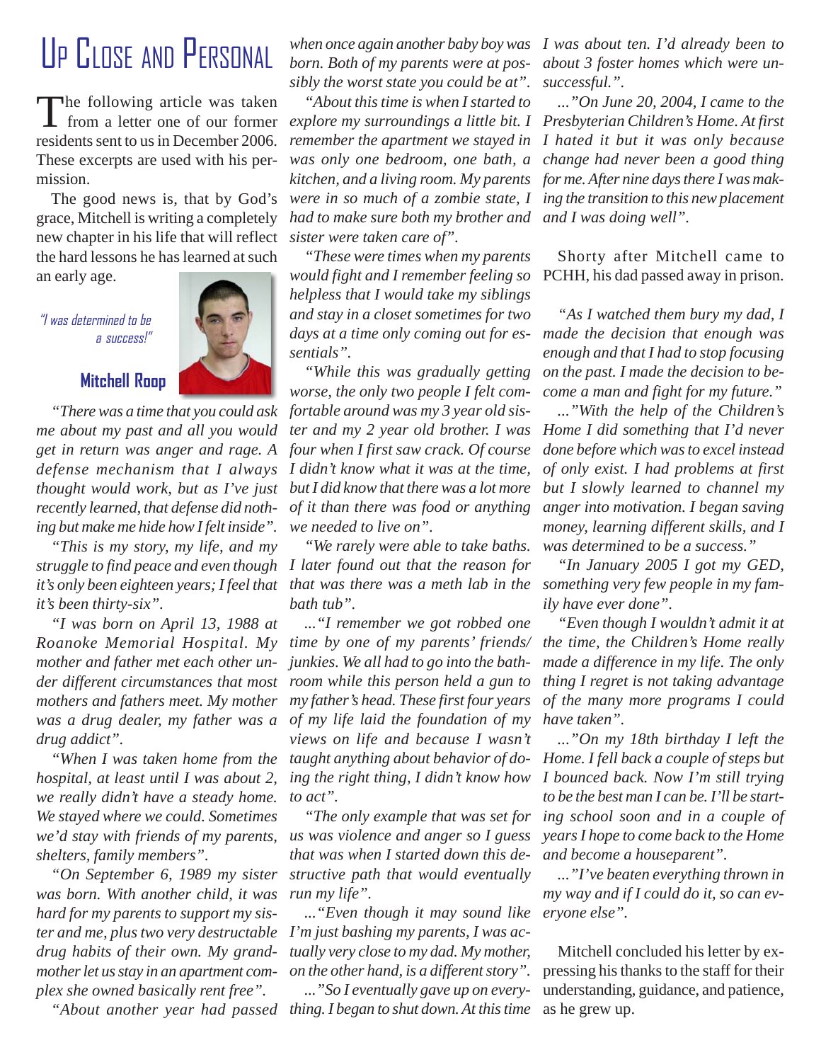# Up Close and Personal

The following article was taken from a letter one of our former residents sent to us in December 2006. These excerpts are used with his permission.

The good news is, that by God's grace, Mitchell is writing a completely new chapter in his life that will reflect the hard lessons he has learned at such an early age.

*"I was determined to be a success!"*

**Mitchell Roop**

*"There was a time that you could ask me about my past and all you would get in return was anger and rage. A defense mechanism that I always thought would work, but as I've just recently learned, that defense did nothing but make me hide how I felt inside".*

*"This is my story, my life, and my struggle to find peace and even though it's only been eighteen years; I feel that it's been thirty-six".*

*"I was born on April 13, 1988 at Roanoke Memorial Hospital. My mother and father met each other under different circumstances that most mothers and fathers meet. My mother was a drug dealer, my father was a drug addict".*

*"When I was taken home from the hospital, at least until I was about 2, we really didn't have a steady home. We stayed where we could. Sometimes we'd stay with friends of my parents, shelters, family members".*

*"On September 6, 1989 my sister was born. With another child, it was hard for my parents to support my sister and me, plus two very destructable drug habits of their own. My grandmother let us stay in an apartment complex she owned basically rent free".*

*"About another year had passed when once again another baby boy was born. Both of my parents were at possibly the worst state you could be at".*

*"About this time is when I started to explore my surroundings a little bit. I remember the apartment we stayed in was only one bedroom, one bath, a kitchen, and a living room. My parents were in so much of a zombie state, I had to make sure both my brother and sister were taken care of".*

*"These were times when my parents would fight and I remember feeling so helpless that I would take my siblings and stay in a closet sometimes for two days at a time only coming out for essentials".*

*"While this was gradually getting worse, the only two people I felt comfortable around was my 3 year old sister and my 2 year old brother. I was four when I first saw crack. Of course I didn't know what it was at the time, but I did know that there was a lot more of it than there was food or anything we needed to live on".*

*"We rarely were able to take baths. I later found out that the reason for that was there was a meth lab in the bath tub".*

*..."I remember we got robbed one time by one of my parents' friends/junkies. We all had to go into the bathroom while this person held a gun to my father's head. These first four years of my life laid the foundation of my views on life and because I wasn't taught anything about behavior of doing the right thing, I didn't know how to act".*

*"The only example that was set for us was violence and anger so I guess that was when I started down this destructive path that would eventually run my life".*

*..."Even though it may sound like I'm just bashing my parents, I was actually very close to my dad. My mother, on the other hand, is a different story".*

*..."So I eventually gave up on everything. I began to shut down. At this time I was about ten. I'd already been to about 3 foster homes which were unsuccessful.".*

*..."On June 20, 2004, I came to the Presbyterian Children's Home. At first I hated it but it was only because change had never been a good thing for me. After nine days there I was making the transition to this new placement and I was doing well".*

Shorty after Mitchell came to PCHH, his dad passed away in prison.

*"As I watched them bury my dad, I made the decision that enough was enough and that I had to stop focusing on the past. I made the decision to become a man and fight for my future."*

*..."With the help of the Children's Home I did something that I'd never done before which was to excel instead of only exist. I had problems at first but I slowly learned to channel my anger into motivation. I began saving money, learning different skills, and I was determined to be a success."*

*"In January 2005 I got my GED, something very few people in my family have ever done".*

*"Even though I wouldn't admit it at the time, the Children's Home really made a difference in my life. The only thing I regret is not taking advantage of the many more programs I could have taken".*

*..."On my 18th birthday I left the Home. I fell back a couple of steps but I bounced back. Now I'm still trying to be the best man I can be. I'll be starting school soon and in a couple of years I hope to come back to the Home and become a houseparent".*

*..."I've beaten everything thrown in my way and if I could do it, so can everyone else".*

Mitchell concluded his letter by expressing his thanks to the staff for their understanding, guidance, and patience, as he grew up.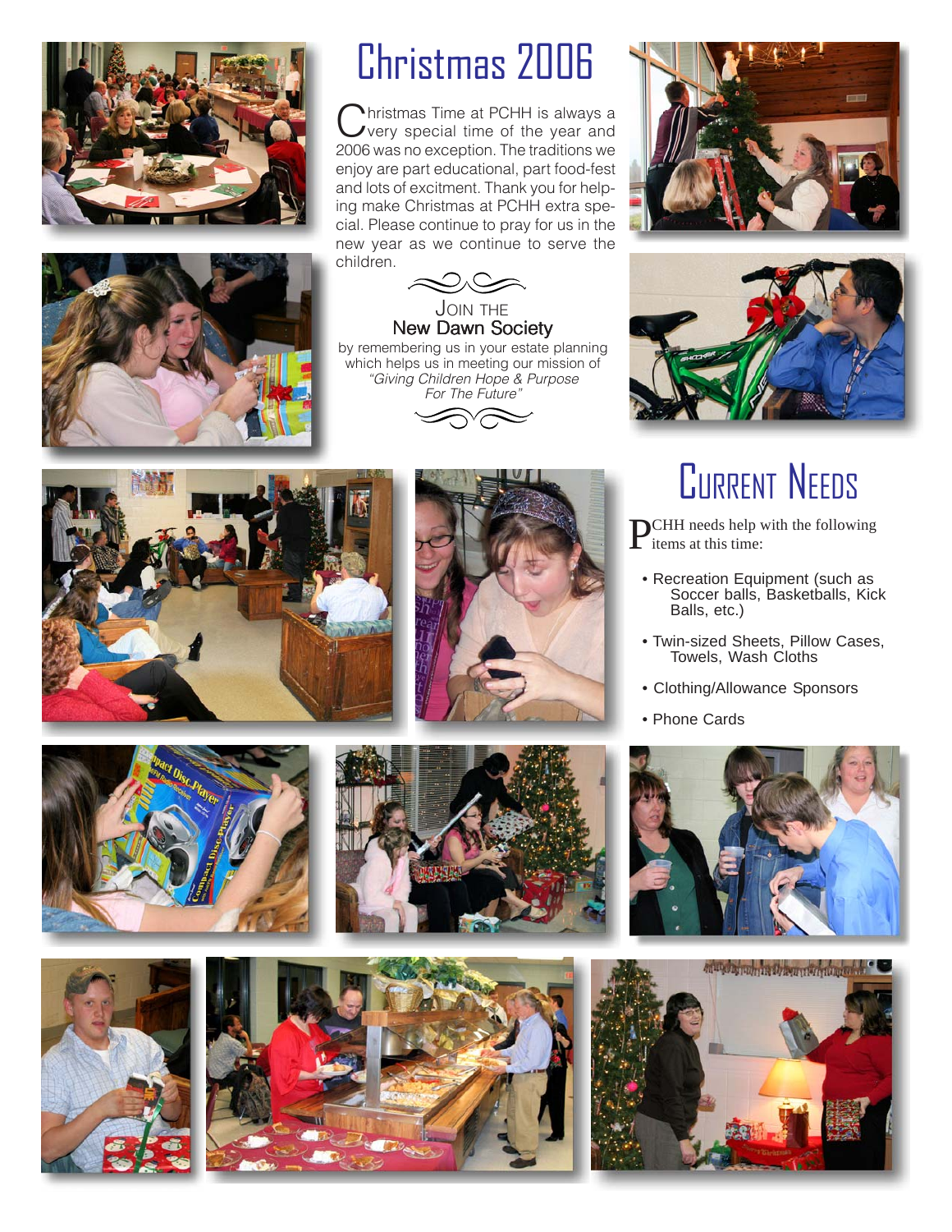# Christmas 2006

Christmas Time at PCHH is always a very special time of the year and 2006 was no exception. The traditions we enjoy are part educational, part food-fest and lots of excitement. Thank you for helping make Christmas at PCHH extra special. Please continue to pray for us in the new year as we continue to serve the children.

Join the
**New Dawn Society**
by remembering us in your estate planning which helps us in meeting our mission of
*"Giving Children Hope & Purpose For The Future"*

# Current Needs

PCHH needs help with the following items at this time:

- Recreation Equipment (such as Soccer balls, Basketballs, Kick Balls, etc.)
- Twin-sized Sheets, Pillow Cases, Towels, Wash Cloths
- Clothing/Allowance Sponsors
- Phone Cards